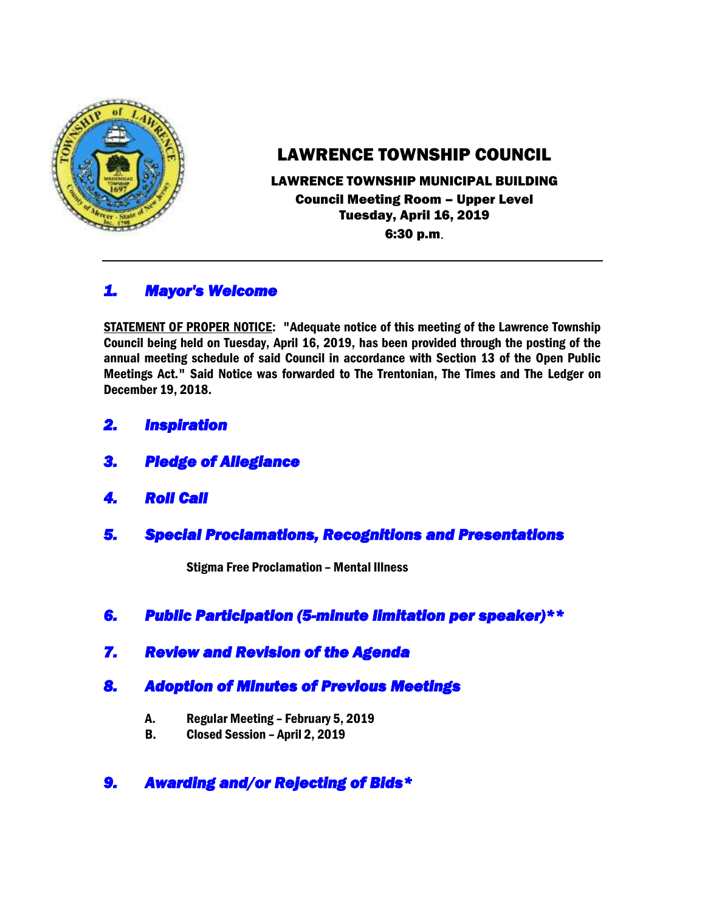# LAWRENCE TOWNSHIP COUNCIL

**LAWRENCE TOWNSHIP MUNICIPAL BUILDING**
**Council Meeting Room – Upper Level**
**Tuesday, April 16, 2019**
**6:30 p.m.**

---

## *1. Mayor's Welcome*

**STATEMENT OF PROPER NOTICE: "Adequate notice of this meeting of the Lawrence Township Council being held on Tuesday, April 16, 2019, has been provided through the posting of the annual meeting schedule of said Council in accordance with Section 13 of the Open Public Meetings Act." Said Notice was forwarded to The Trentonian, The Times and The Ledger on December 19, 2018.**

## *2. Inspiration*

## *3. Pledge of Allegiance*

## *4. Roll Call*

## *5. Special Proclamations, Recognitions and Presentations*

**Stigma Free Proclamation – Mental Illness**

## *6. Public Participation (5-minute limitation per speaker)***

## *7. Review and Revision of the Agenda*

## *8. Adoption of Minutes of Previous Meetings*

**A. Regular Meeting – February 5, 2019**
**B. Closed Session – April 2, 2019**

## *9. Awarding and/or Rejecting of Bids**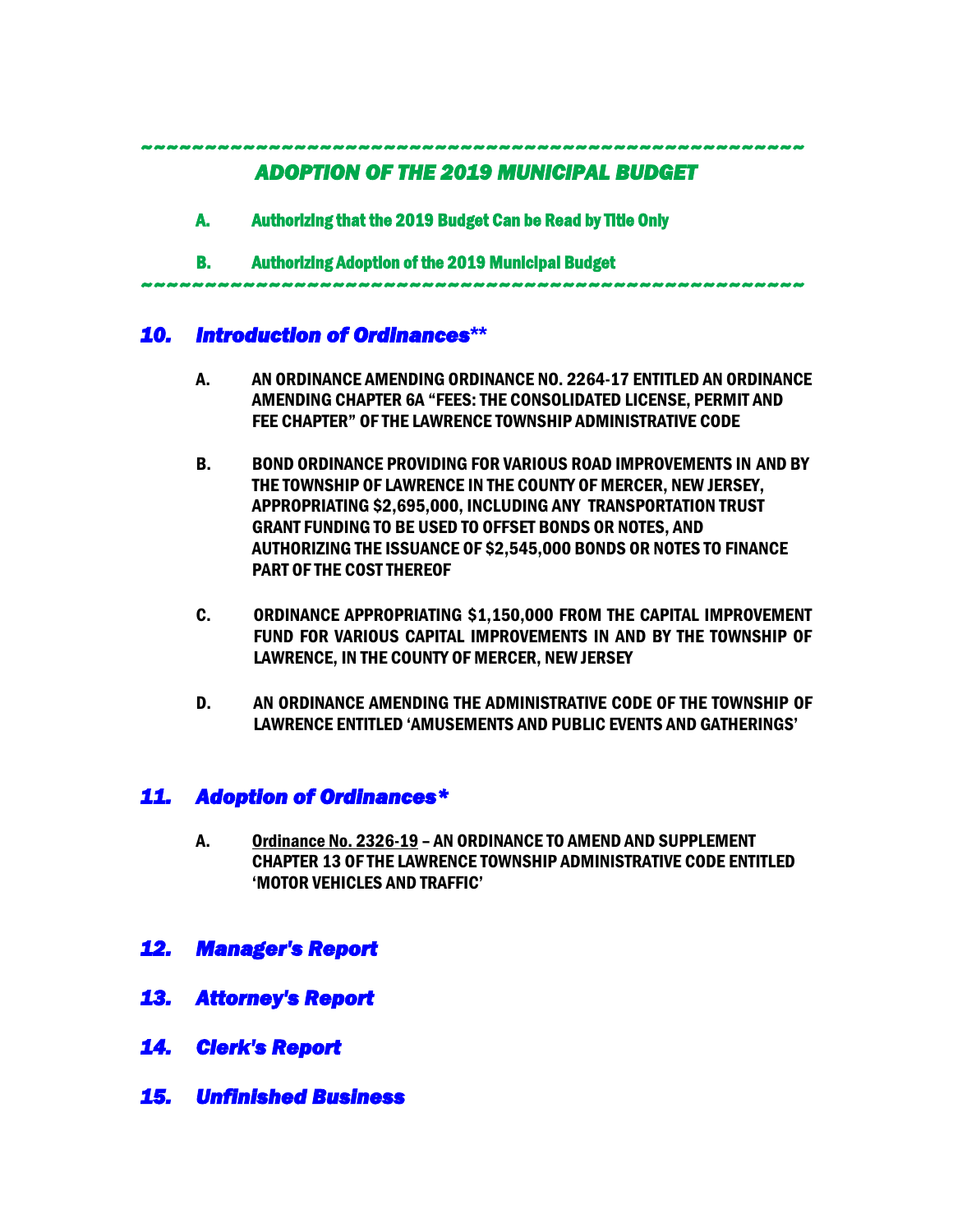~~~~~~~~~~~~~~~~~~~~~~~~~~~~~~~~~~~~~~~~~~~~~~~~~~~~

### *ADOPTION OF THE 2019 MUNICIPAL BUDGET*

A. Authorizing that the 2019 Budget Can be Read by Title Only

B. Authorizing Adoption of the 2019 Municipal Budget

~~~~~~~~~~~~~~~~~~~~~~~~~~~~~~~~~~~~~~~~~~~~~~~~~~~~

## *10. Introduction of Ordinances***

A. AN ORDINANCE AMENDING ORDINANCE NO. 2264-17 ENTITLED AN ORDINANCE AMENDING CHAPTER 6A "FEES: THE CONSOLIDATED LICENSE, PERMIT AND FEE CHAPTER" OF THE LAWRENCE TOWNSHIP ADMINISTRATIVE CODE

B. BOND ORDINANCE PROVIDING FOR VARIOUS ROAD IMPROVEMENTS IN AND BY THE TOWNSHIP OF LAWRENCE IN THE COUNTY OF MERCER, NEW JERSEY, APPROPRIATING $2,695,000, INCLUDING ANY TRANSPORTATION TRUST GRANT FUNDING TO BE USED TO OFFSET BONDS OR NOTES, AND AUTHORIZING THE ISSUANCE OF $2,545,000 BONDS OR NOTES TO FINANCE PART OF THE COST THEREOF

C. ORDINANCE APPROPRIATING $1,150,000 FROM THE CAPITAL IMPROVEMENT FUND FOR VARIOUS CAPITAL IMPROVEMENTS IN AND BY THE TOWNSHIP OF LAWRENCE, IN THE COUNTY OF MERCER, NEW JERSEY

D. AN ORDINANCE AMENDING THE ADMINISTRATIVE CODE OF THE TOWNSHIP OF LAWRENCE ENTITLED 'AMUSEMENTS AND PUBLIC EVENTS AND GATHERINGS'

## *11. Adoption of Ordinances**

A. Ordinance No. 2326-19 – AN ORDINANCE TO AMEND AND SUPPLEMENT CHAPTER 13 OF THE LAWRENCE TOWNSHIP ADMINISTRATIVE CODE ENTITLED 'MOTOR VEHICLES AND TRAFFIC'

## *12. Manager's Report*

## *13. Attorney's Report*

## *14. Clerk's Report*

## *15. Unfinished Business*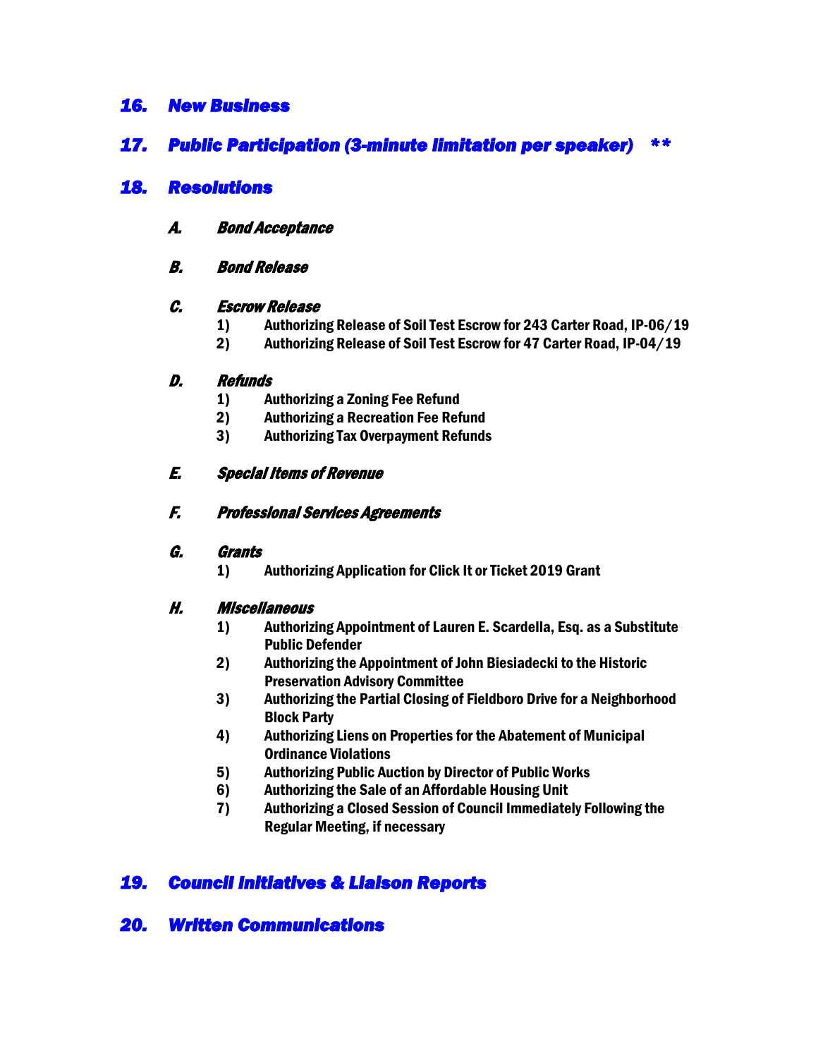## *16. New Business*

## *17. Public Participation (3-minute limitation per speaker) \*\**

## *18. Resolutions*

### *A. Bond Acceptance*

### *B. Bond Release*

### *C. Escrow Release*

1) **Authorizing Release of Soil Test Escrow for 243 Carter Road, IP-06/19**
2) **Authorizing Release of Soil Test Escrow for 47 Carter Road, IP-04/19**

### *D. Refunds*

1) **Authorizing a Zoning Fee Refund**
2) **Authorizing a Recreation Fee Refund**
3) **Authorizing Tax Overpayment Refunds**

### *E. Special Items of Revenue*

### *F. Professional Services Agreements*

### *G. Grants*

1) **Authorizing Application for Click It or Ticket 2019 Grant**

### *H. Miscellaneous*

1) **Authorizing Appointment of Lauren E. Scardella, Esq. as a Substitute Public Defender**
2) **Authorizing the Appointment of John Biesiadecki to the Historic Preservation Advisory Committee**
3) **Authorizing the Partial Closing of Fieldboro Drive for a Neighborhood Block Party**
4) **Authorizing Liens on Properties for the Abatement of Municipal Ordinance Violations**
5) **Authorizing Public Auction by Director of Public Works**
6) **Authorizing the Sale of an Affordable Housing Unit**
7) **Authorizing a Closed Session of Council Immediately Following the Regular Meeting, if necessary**

## *19. Council Initiatives & Liaison Reports*

## *20. Written Communications*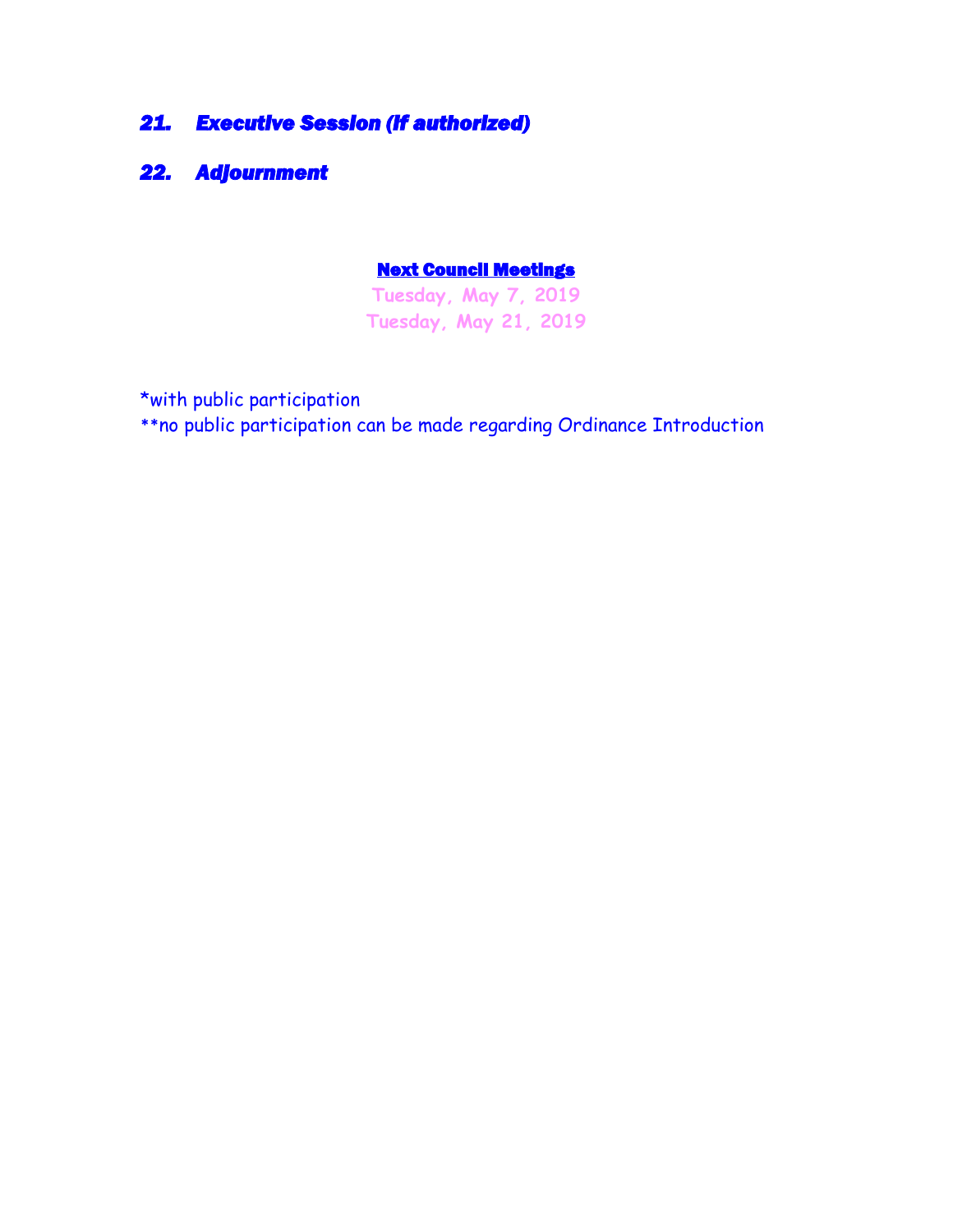## *21. Executive Session (if authorized)*

## *22. Adjournment*

**Next Council Meetings**

Tuesday, May 7, 2019

Tuesday, May 21, 2019

*with public participation

**no public participation can be made regarding Ordinance Introduction